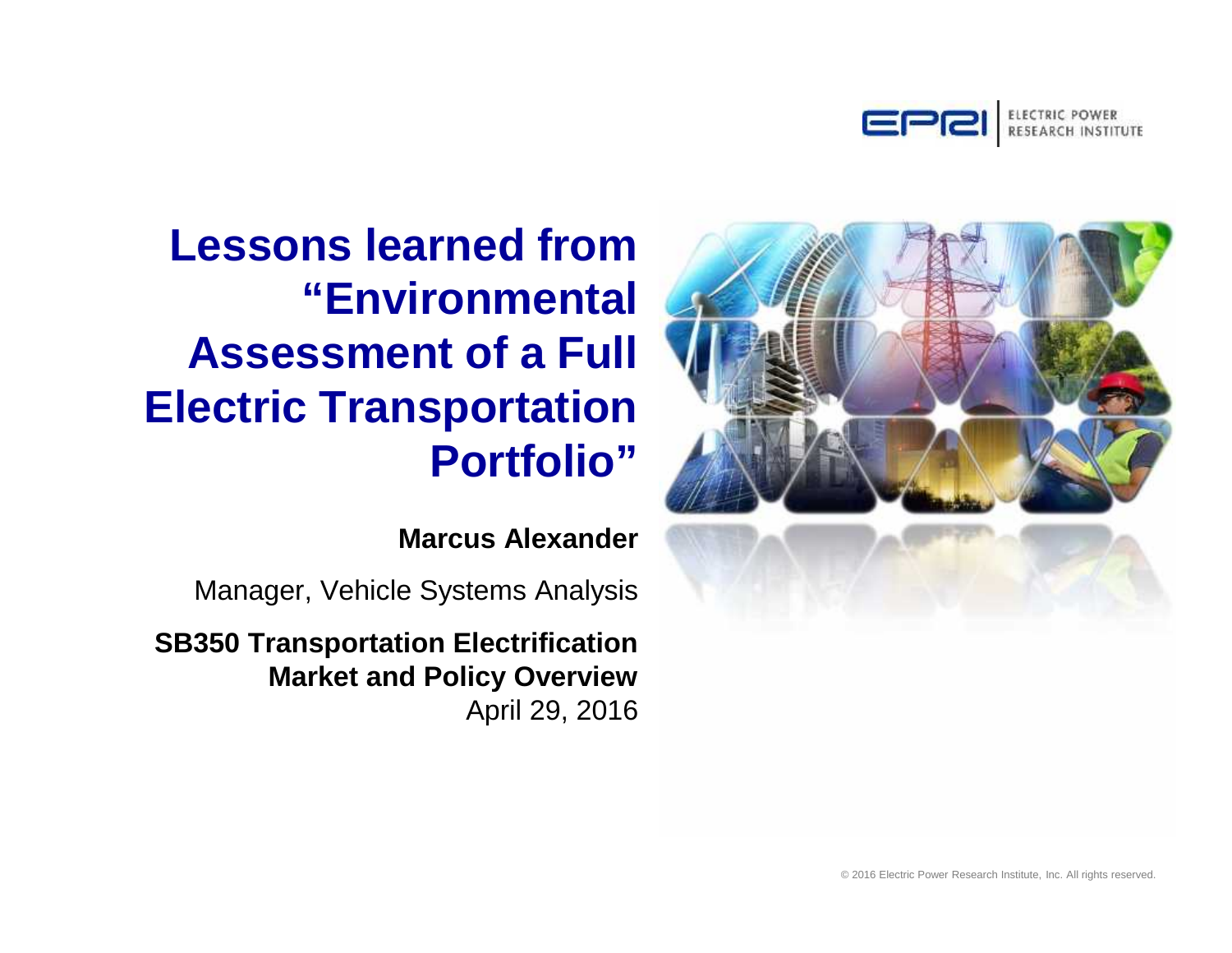# Lessons learned from "Environmental Assessment of a Full Electric Transportation Portfolio"

**Marcus Alexander**

Manager, Vehicle Systems Analysis

**SB350 Transportation Electrification Market and Policy Overview**
April 29, 2016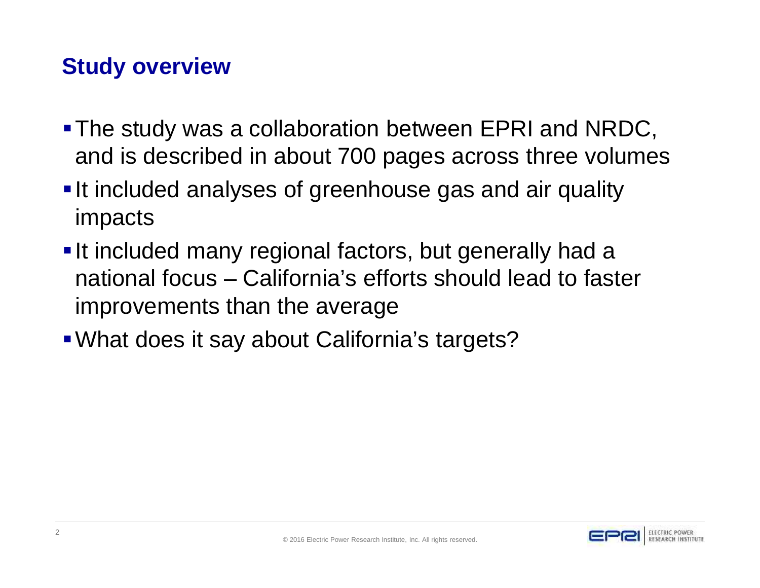# Study overview

- The study was a collaboration between EPRI and NRDC, and is described in about 700 pages across three volumes
- It included analyses of greenhouse gas and air quality impacts
- It included many regional factors, but generally had a national focus – California's efforts should lead to faster improvements than the average
- What does it say about California's targets?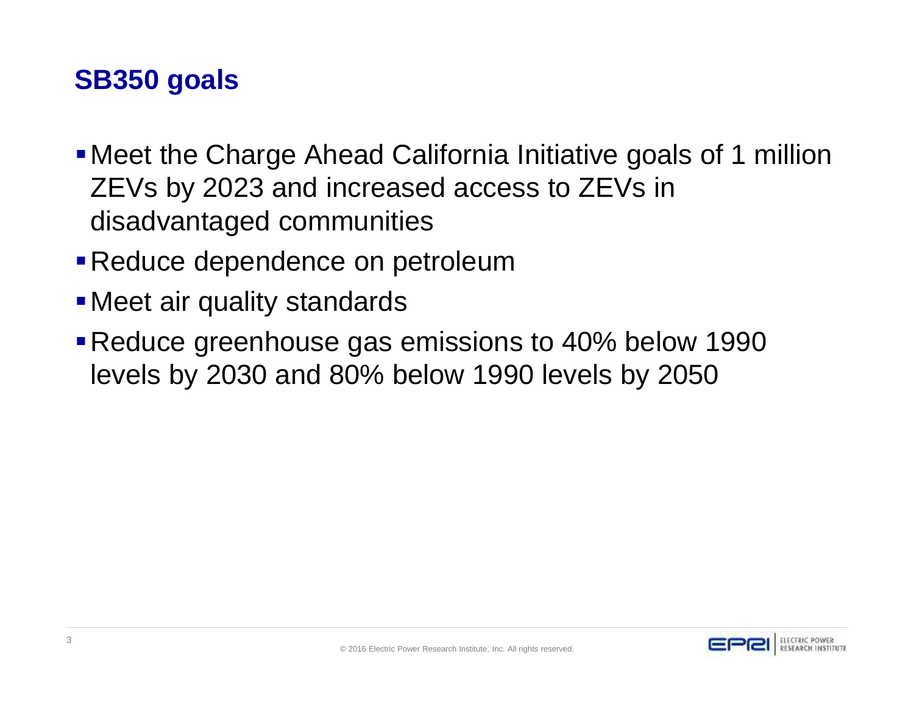## SB350 goals

- Meet the Charge Ahead California Initiative goals of 1 million ZEVs by 2023 and increased access to ZEVs in disadvantaged communities
- Reduce dependence on petroleum
- Meet air quality standards
- Reduce greenhouse gas emissions to 40% below 1990 levels by 2030 and 80% below 1990 levels by 2050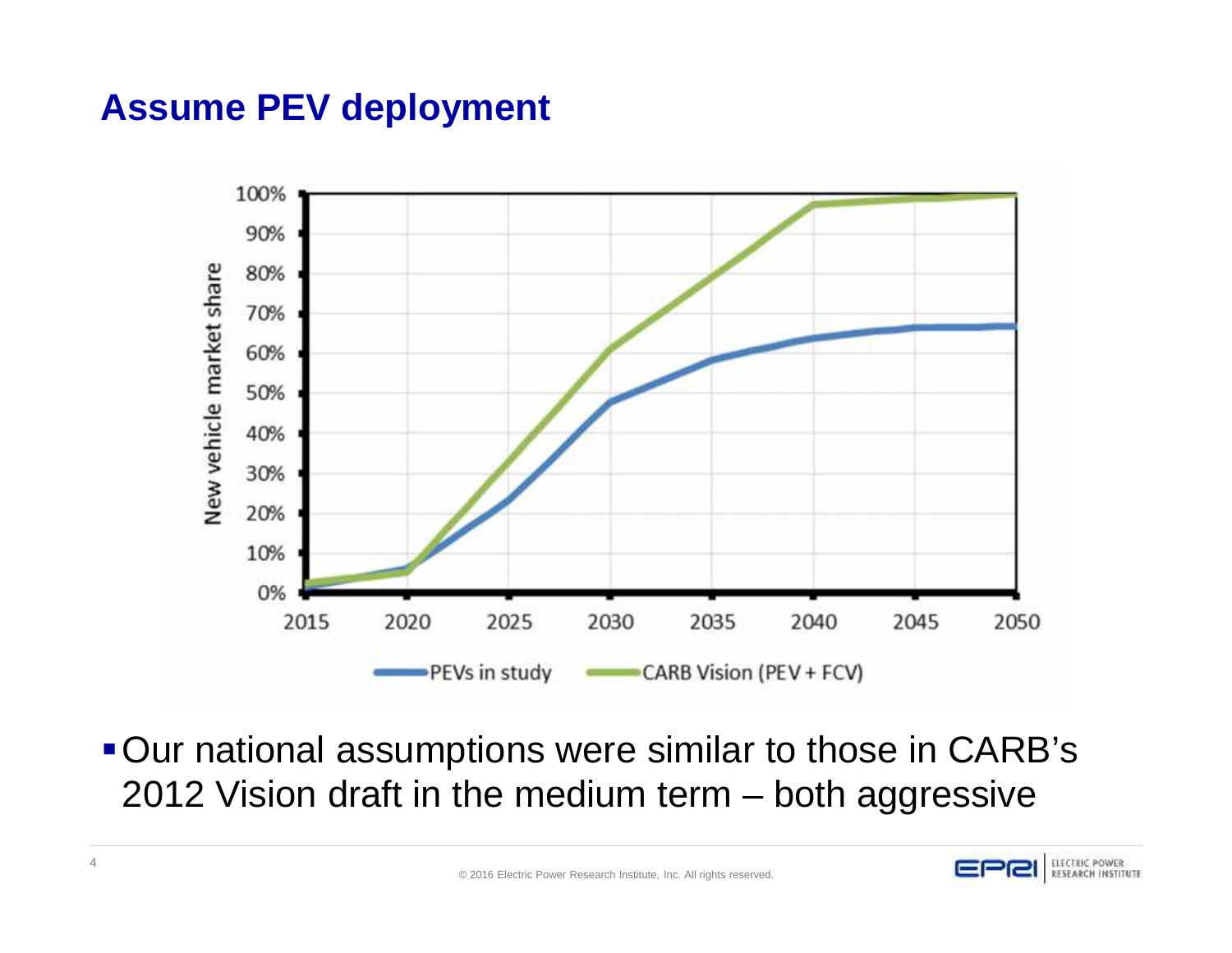# Assume PEV deployment

- Our national assumptions were similar to those in CARB's 2012 Vision draft in the medium term – both aggressive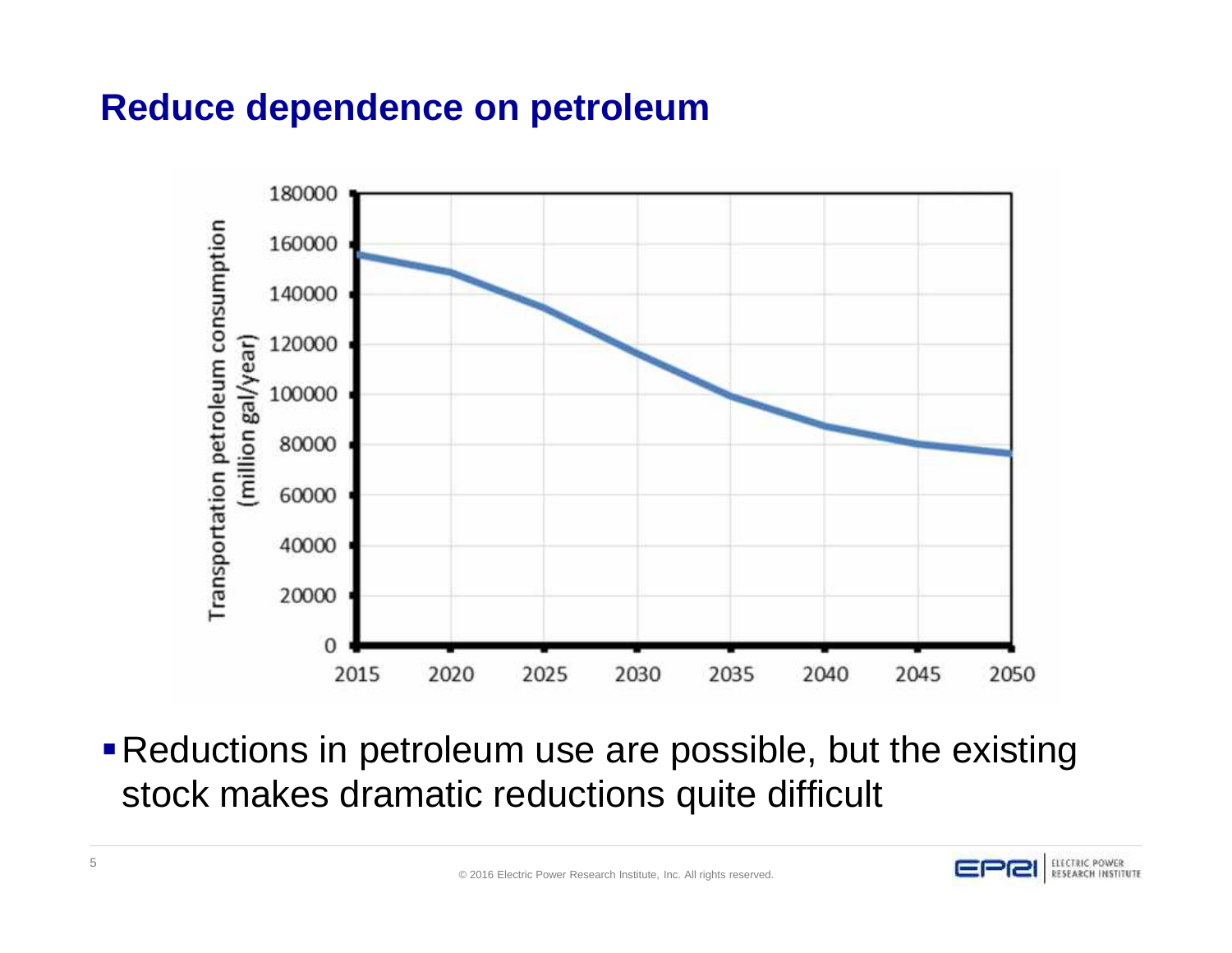# Reduce dependence on petroleum

- Reductions in petroleum use are possible, but the existing stock makes dramatic reductions quite difficult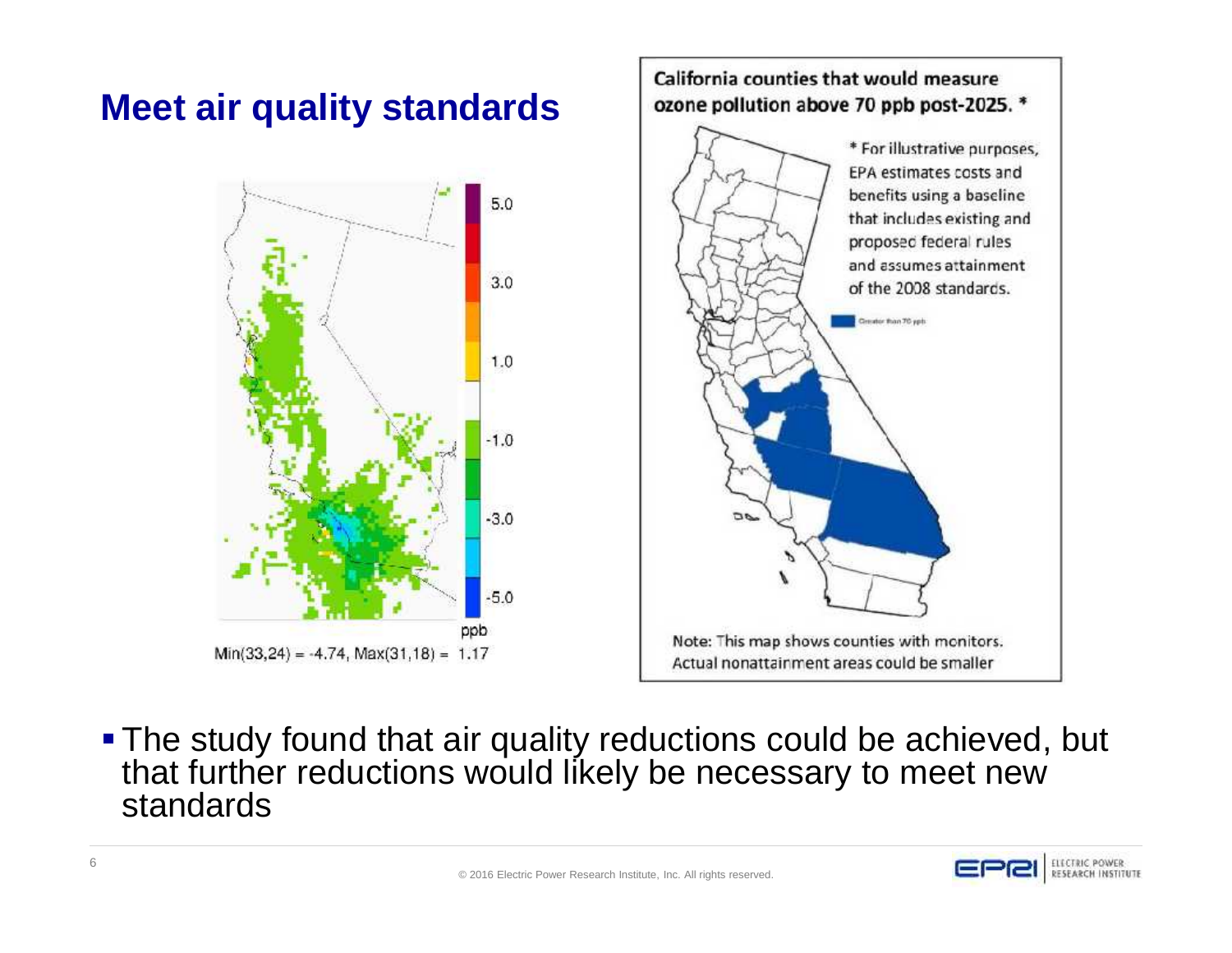# Meet air quality standards

5.0

3.0

1.0

-1.0

-3.0

-5.0

ppb

Min(33,24) = -4.74, Max(31,18) = 1.17

**California counties that would measure ozone pollution above 70 ppb post-2025. ***

* For illustrative purposes, EPA estimates costs and benefits using a baseline that includes existing and proposed federal rules and assumes attainment of the 2008 standards.

Greater than 70 ppb

Note: This map shows counties with monitors. Actual nonattainment areas could be smaller

- The study found that air quality reductions could be achieved, but that further reductions would likely be necessary to meet new standards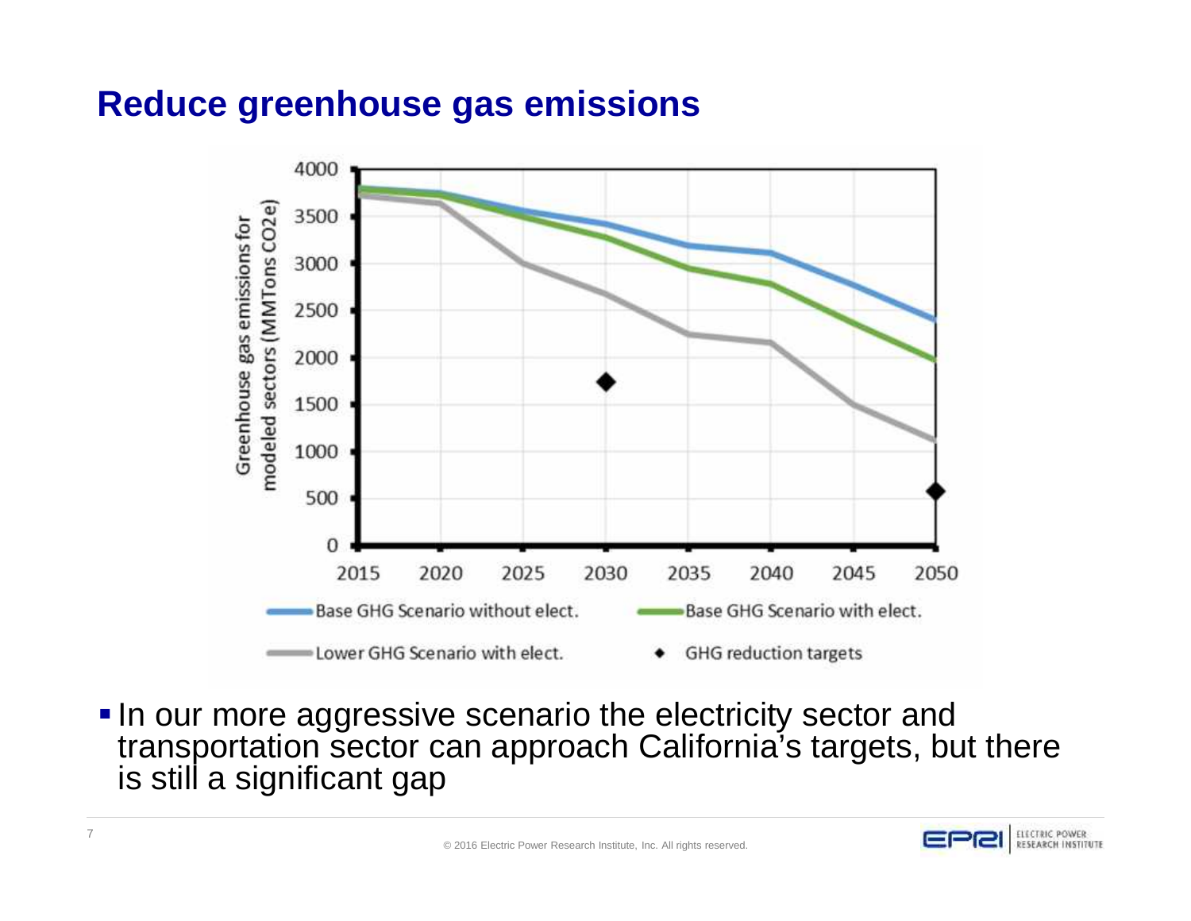## Reduce greenhouse gas emissions

- In our more aggressive scenario the electricity sector and transportation sector can approach California's targets, but there is still a significant gap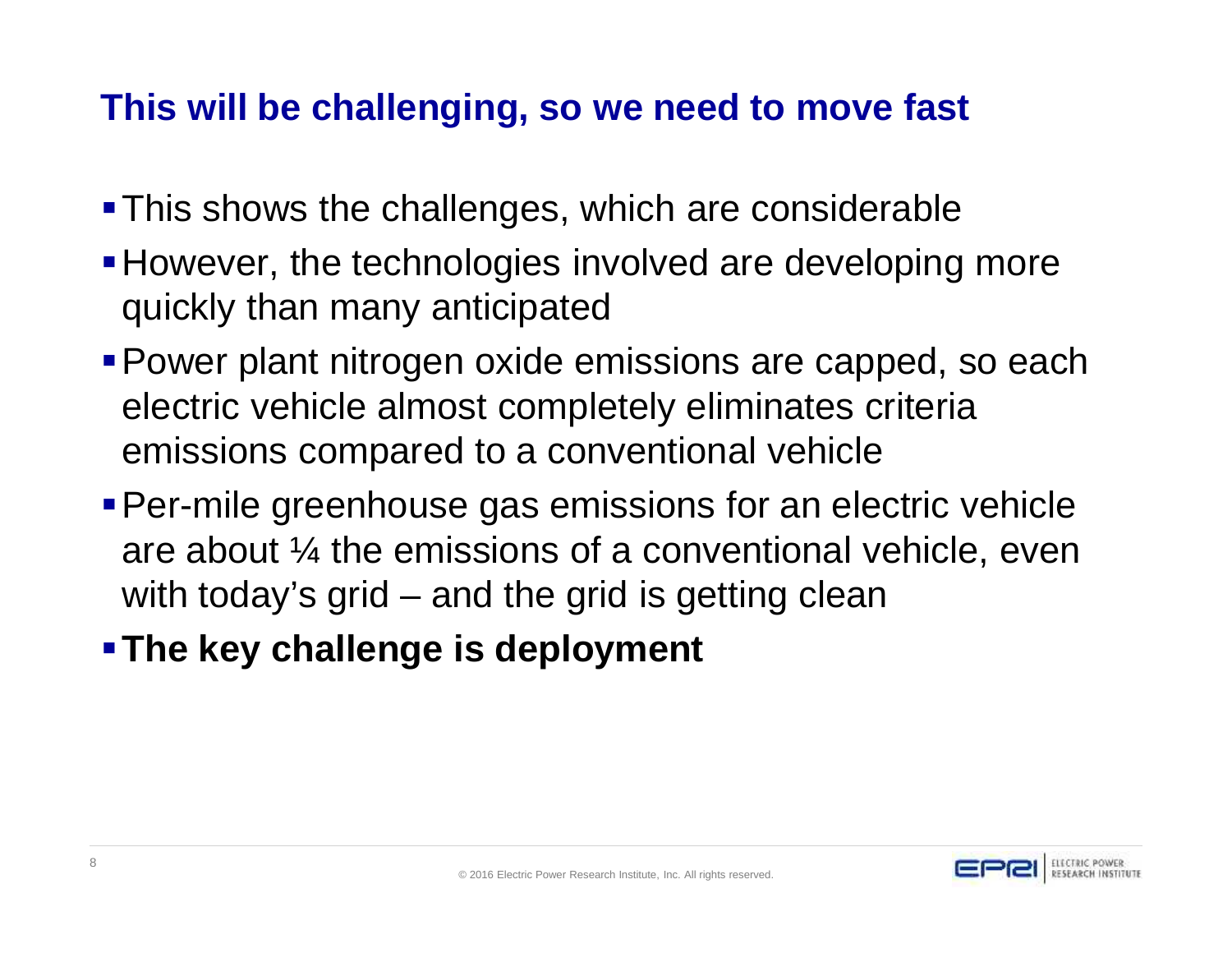## This will be challenging, so we need to move fast

- This shows the challenges, which are considerable
- However, the technologies involved are developing more quickly than many anticipated
- Power plant nitrogen oxide emissions are capped, so each electric vehicle almost completely eliminates criteria emissions compared to a conventional vehicle
- Per-mile greenhouse gas emissions for an electric vehicle are about ¼ the emissions of a conventional vehicle, even with today's grid – and the grid is getting clean
- **The key challenge is deployment**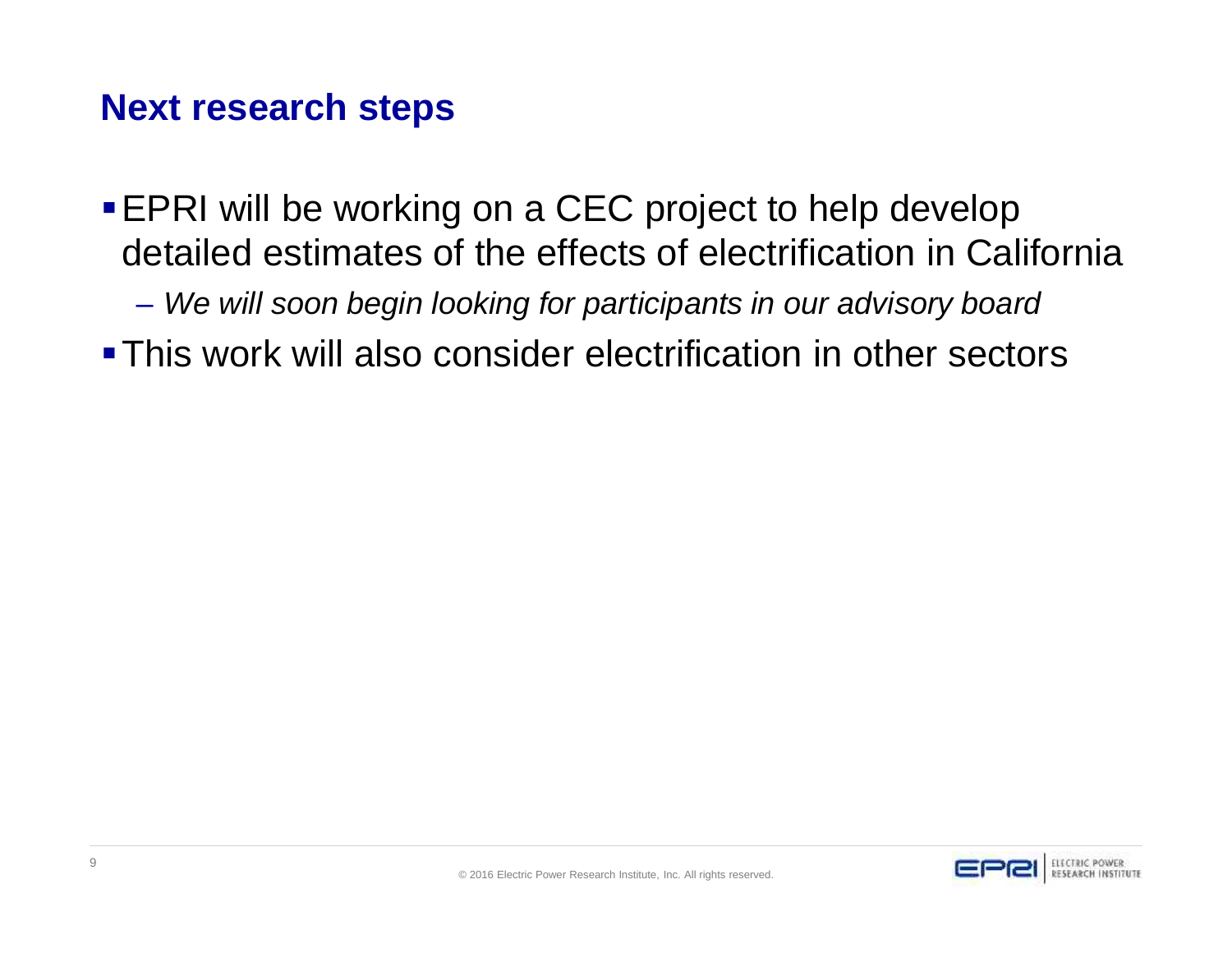## Next research steps

- EPRI will be working on a CEC project to help develop detailed estimates of the effects of electrification in California
  - *We will soon begin looking for participants in our advisory board*
- This work will also consider electrification in other sectors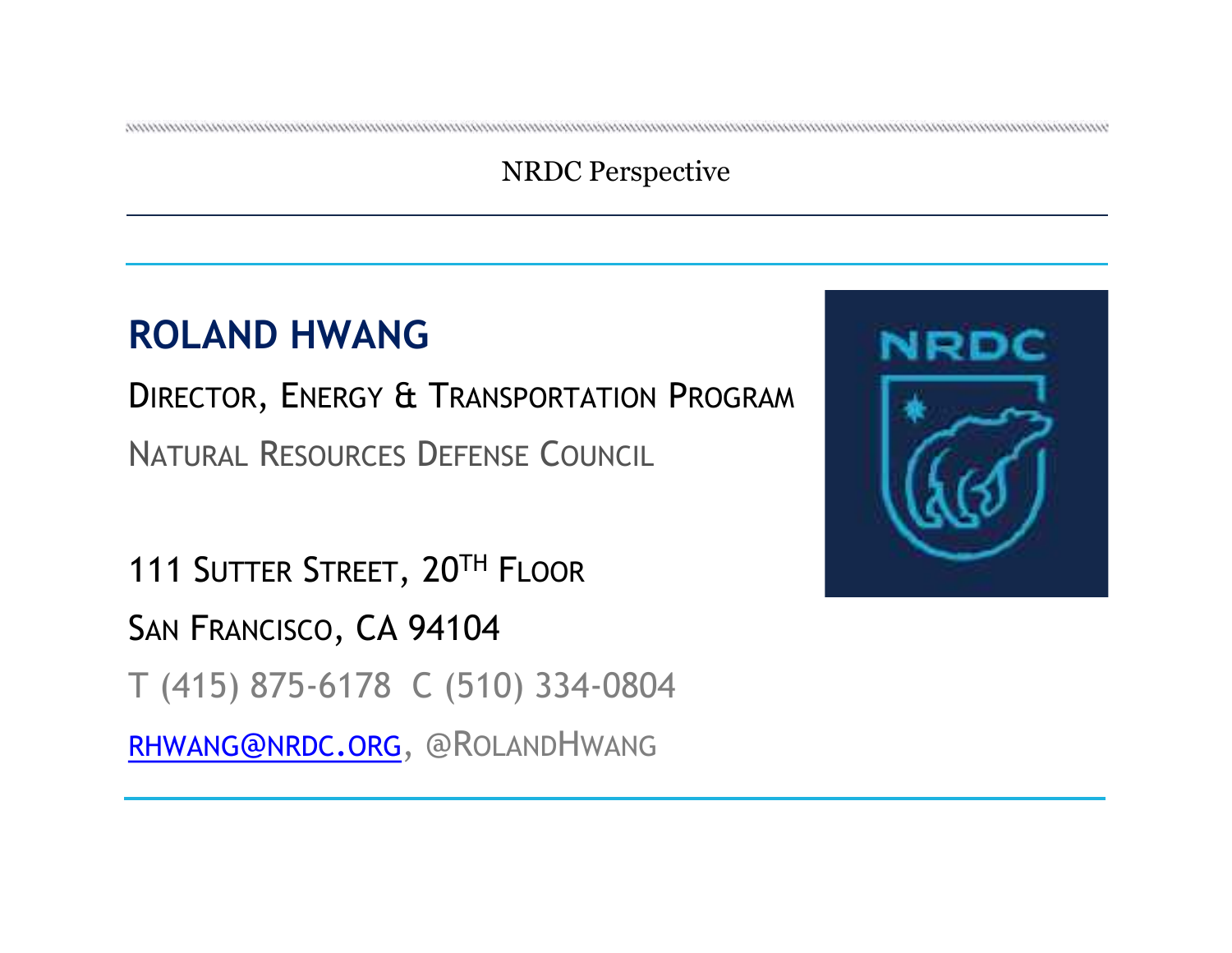**ROLAND HWANG**

DIRECTOR, ENERGY & TRANSPORTATION PROGRAM

NATURAL RESOURCES DEFENSE COUNCIL

111 SUTTER STREET, 20TH FLOOR

SAN FRANCISCO, CA 94104

T (415) 875-6178 C (510) 334-0804

RHWANG@NRDC.ORG, @ROLANDHWANG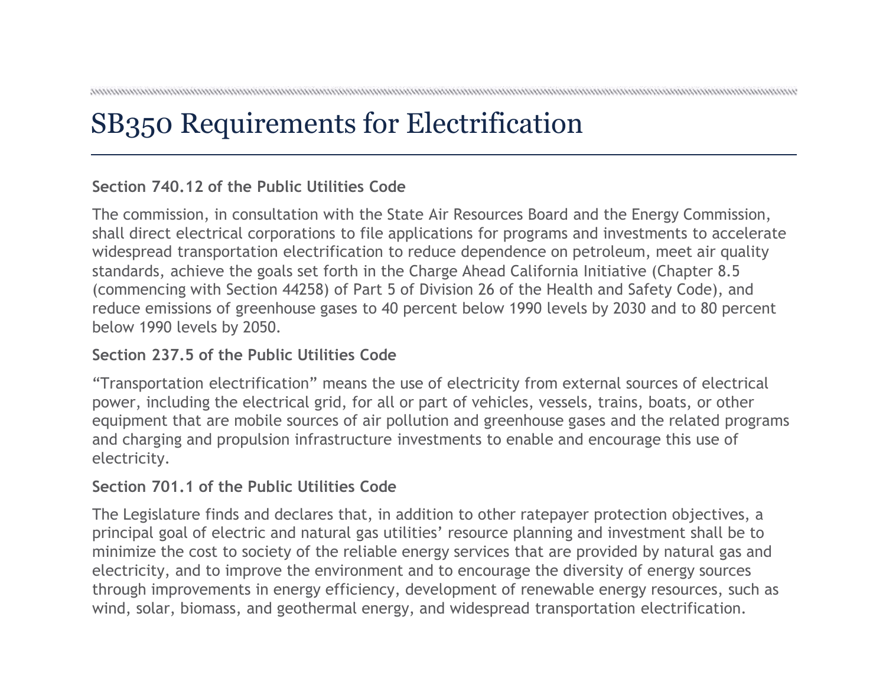# SB350 Requirements for Electrification

**Section 740.12 of the Public Utilities Code**

The commission, in consultation with the State Air Resources Board and the Energy Commission, shall direct electrical corporations to file applications for programs and investments to accelerate widespread transportation electrification to reduce dependence on petroleum, meet air quality standards, achieve the goals set forth in the Charge Ahead California Initiative (Chapter 8.5 (commencing with Section 44258) of Part 5 of Division 26 of the Health and Safety Code), and reduce emissions of greenhouse gases to 40 percent below 1990 levels by 2030 and to 80 percent below 1990 levels by 2050.

**Section 237.5 of the Public Utilities Code**

“Transportation electrification” means the use of electricity from external sources of electrical power, including the electrical grid, for all or part of vehicles, vessels, trains, boats, or other equipment that are mobile sources of air pollution and greenhouse gases and the related programs and charging and propulsion infrastructure investments to enable and encourage this use of electricity.

**Section 701.1 of the Public Utilities Code**

The Legislature finds and declares that, in addition to other ratepayer protection objectives, a principal goal of electric and natural gas utilities’ resource planning and investment shall be to minimize the cost to society of the reliable energy services that are provided by natural gas and electricity, and to improve the environment and to encourage the diversity of energy sources through improvements in energy efficiency, development of renewable energy resources, such as wind, solar, biomass, and geothermal energy, and widespread transportation electrification.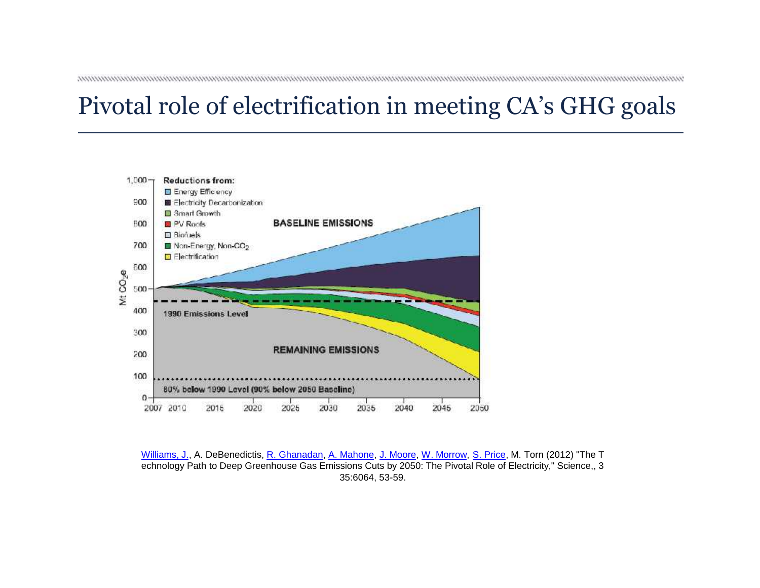# Pivotal role of electrification in meeting CA's GHG goals

Reductions from:
Energy Efficiency
Electricity Decarbonization
Smart Growth
PV Roofs
Biofuels
Non-Energy, Non-$CO_2$
Electrification

BASELINE EMISSIONS

1990 Emissions Level

REMAINING EMISSIONS

80% below 1990 Level (90% below 2050 Baseline)

Mt $CO_2e$

1,000
900
800
700
600
500
400
300
200
100
0

2007 2010 2015 2020 2025 2030 2035 2040 2045 2050

Williams, J., A. DeBenedictis, R. Ghanadan, A. Mahone, J. Moore, W. Morrow, S. Price, M. Torn (2012) "The Technology Path to Deep Greenhouse Gas Emissions Cuts by 2050: The Pivotal Role of Electricity," Science,, 335:6064, 53-59.